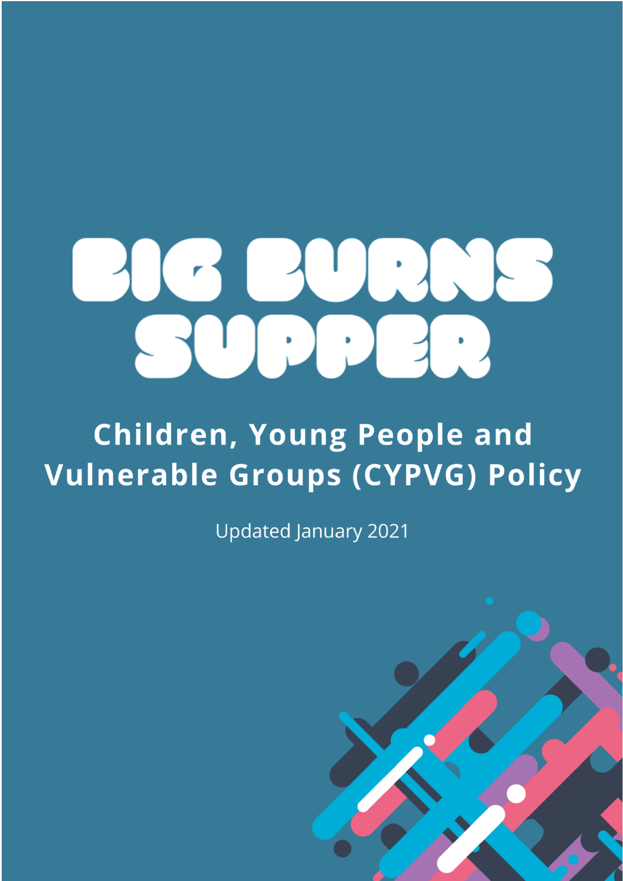# BIG BURNS SUPPER

## Children, Young People and Vulnerable Groups (CYPVG) Policy

Updated January 2021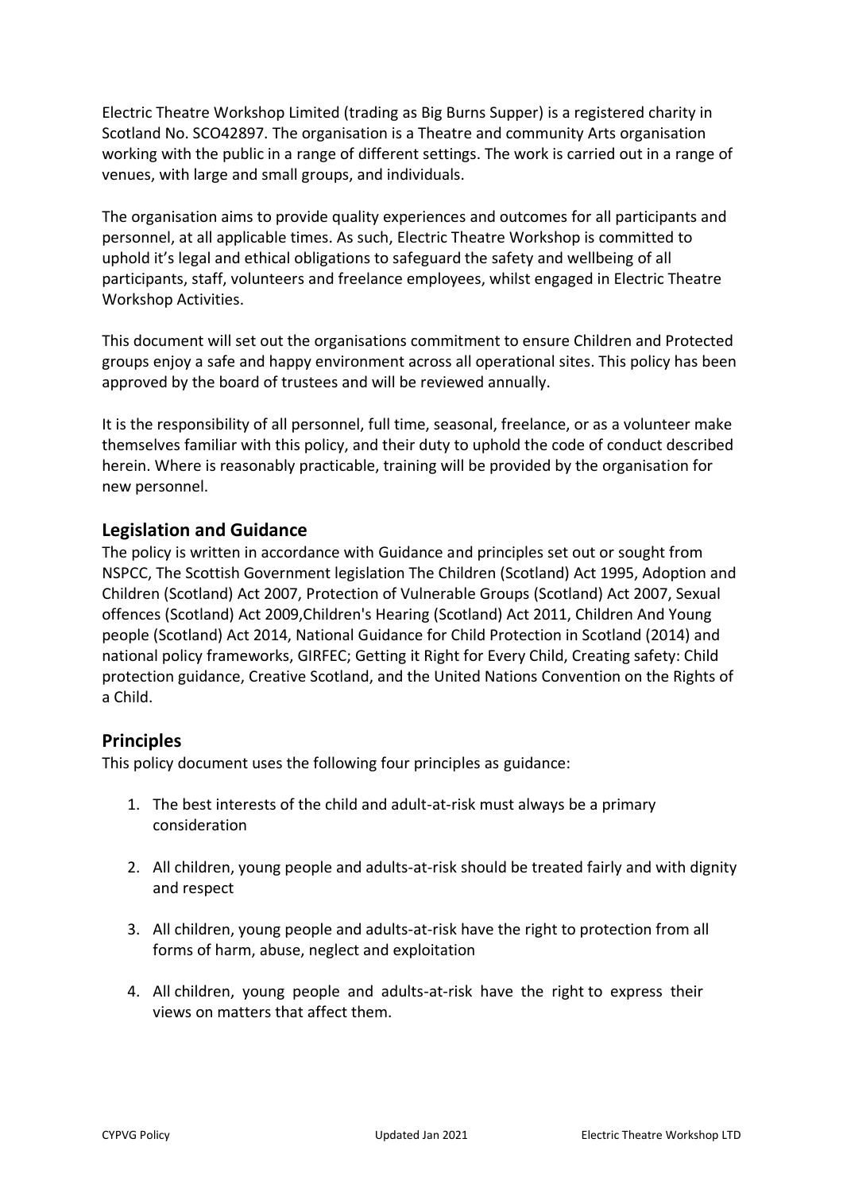Electric Theatre Workshop Limited (trading as Big Burns Supper) is a registered charity in Scotland No. SCO42897. The organisation is a Theatre and community Arts organisation working with the public in a range of different settings. The work is carried out in a range of venues, with large and small groups, and individuals.

The organisation aims to provide quality experiences and outcomes for all participants and personnel, at all applicable times. As such, Electric Theatre Workshop is committed to uphold it's legal and ethical obligations to safeguard the safety and wellbeing of all participants, staff, volunteers and freelance employees, whilst engaged in Electric Theatre Workshop Activities.

This document will set out the organisations commitment to ensure Children and Protected groups enjoy a safe and happy environment across all operational sites. This policy has been approved by the board of trustees and will be reviewed annually.

It is the responsibility of all personnel, full time, seasonal, freelance, or as a volunteer make themselves familiar with this policy, and their duty to uphold the code of conduct described herein. Where is reasonably practicable, training will be provided by the organisation for new personnel.

## Legislation and Guidance

The policy is written in accordance with Guidance and principles set out or sought from NSPCC, The Scottish Government legislation The Children (Scotland) Act 1995, Adoption and Children (Scotland) Act 2007, Protection of Vulnerable Groups (Scotland) Act 2007, Sexual offences (Scotland) Act 2009,Children's Hearing (Scotland) Act 2011, Children And Young people (Scotland) Act 2014, National Guidance for Child Protection in Scotland (2014) and national policy frameworks, GIRFEC; Getting it Right for Every Child, Creating safety: Child protection guidance, Creative Scotland, and the United Nations Convention on the Rights of a Child.

## Principles

This policy document uses the following four principles as guidance:

1. The best interests of the child and adult-at-risk must always be a primary consideration
2. All children, young people and adults-at-risk should be treated fairly and with dignity and respect
3. All children, young people and adults-at-risk have the right to protection from all forms of harm, abuse, neglect and exploitation
4. All children, young people and adults-at-risk have the right to express their views on matters that affect them.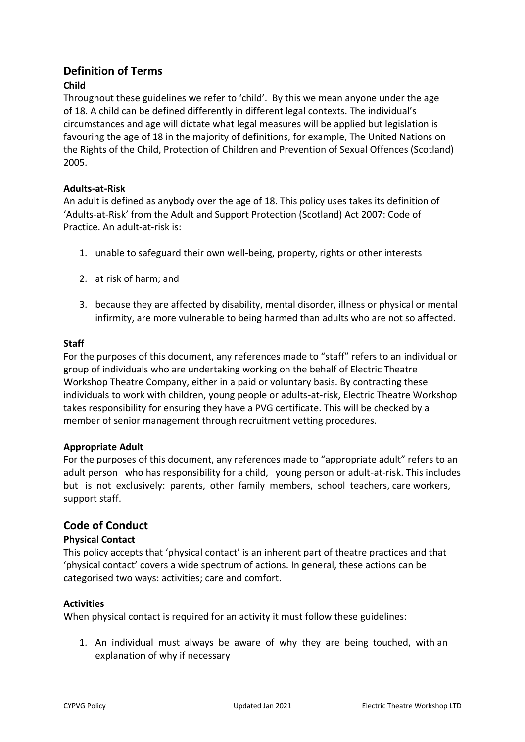## Definition of Terms

### Child

Throughout these guidelines we refer to 'child'. By this we mean anyone under the age of 18. A child can be defined differently in different legal contexts. The individual's circumstances and age will dictate what legal measures will be applied but legislation is favouring the age of 18 in the majority of definitions, for example, The United Nations on the Rights of the Child, Protection of Children and Prevention of Sexual Offences (Scotland) 2005.

### Adults-at-Risk

An adult is defined as anybody over the age of 18. This policy uses takes its definition of 'Adults-at-Risk' from the Adult and Support Protection (Scotland) Act 2007: Code of Practice. An adult-at-risk is:

1. unable to safeguard their own well-being, property, rights or other interests
2. at risk of harm; and
3. because they are affected by disability, mental disorder, illness or physical or mental infirmity, are more vulnerable to being harmed than adults who are not so affected.

### Staff

For the purposes of this document, any references made to "staff" refers to an individual or group of individuals who are undertaking working on the behalf of Electric Theatre Workshop Theatre Company, either in a paid or voluntary basis. By contracting these individuals to work with children, young people or adults-at-risk, Electric Theatre Workshop takes responsibility for ensuring they have a PVG certificate. This will be checked by a member of senior management through recruitment vetting procedures.

### Appropriate Adult

For the purposes of this document, any references made to "appropriate adult" refers to an adult person who has responsibility for a child, young person or adult-at-risk. This includes but is not exclusively: parents, other family members, school teachers, care workers, support staff.

## Code of Conduct

### Physical Contact

This policy accepts that 'physical contact' is an inherent part of theatre practices and that 'physical contact' covers a wide spectrum of actions. In general, these actions can be categorised two ways: activities; care and comfort.

### Activities

When physical contact is required for an activity it must follow these guidelines:

1. An individual must always be aware of why they are being touched, with an explanation of why if necessary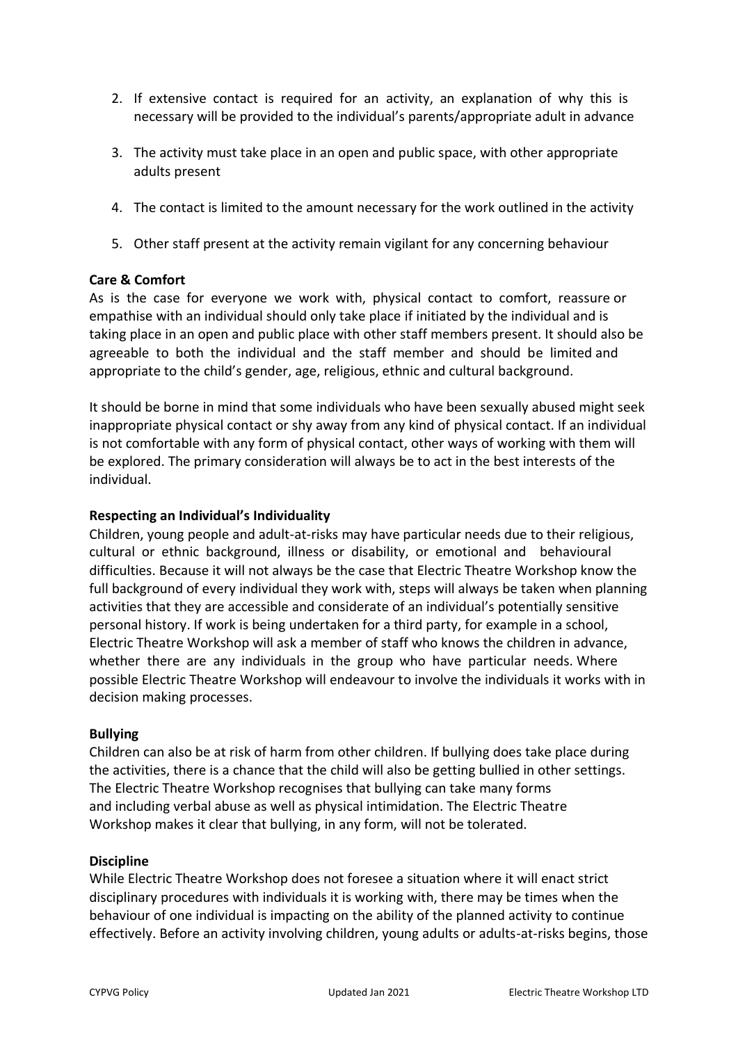2. If extensive contact is required for an activity, an explanation of why this is necessary will be provided to the individual's parents/appropriate adult in advance
3. The activity must take place in an open and public space, with other appropriate adults present
4. The contact is limited to the amount necessary for the work outlined in the activity
5. Other staff present at the activity remain vigilant for any concerning behaviour

**Care & Comfort**

As is the case for everyone we work with, physical contact to comfort, reassure or empathise with an individual should only take place if initiated by the individual and is taking place in an open and public place with other staff members present. It should also be agreeable to both the individual and the staff member and should be limited and appropriate to the child's gender, age, religious, ethnic and cultural background.

It should be borne in mind that some individuals who have been sexually abused might seek inappropriate physical contact or shy away from any kind of physical contact. If an individual is not comfortable with any form of physical contact, other ways of working with them will be explored. The primary consideration will always be to act in the best interests of the individual.

**Respecting an Individual's Individuality**

Children, young people and adult-at-risks may have particular needs due to their religious, cultural or ethnic background, illness or disability, or emotional and behavioural difficulties. Because it will not always be the case that Electric Theatre Workshop know the full background of every individual they work with, steps will always be taken when planning activities that they are accessible and considerate of an individual's potentially sensitive personal history. If work is being undertaken for a third party, for example in a school, Electric Theatre Workshop will ask a member of staff who knows the children in advance, whether there are any individuals in the group who have particular needs. Where possible Electric Theatre Workshop will endeavour to involve the individuals it works with in decision making processes.

**Bullying**

Children can also be at risk of harm from other children. If bullying does take place during the activities, there is a chance that the child will also be getting bullied in other settings. The Electric Theatre Workshop recognises that bullying can take many forms and including verbal abuse as well as physical intimidation. The Electric Theatre Workshop makes it clear that bullying, in any form, will not be tolerated.

**Discipline**

While Electric Theatre Workshop does not foresee a situation where it will enact strict disciplinary procedures with individuals it is working with, there may be times when the behaviour of one individual is impacting on the ability of the planned activity to continue effectively. Before an activity involving children, young adults or adults-at-risks begins, those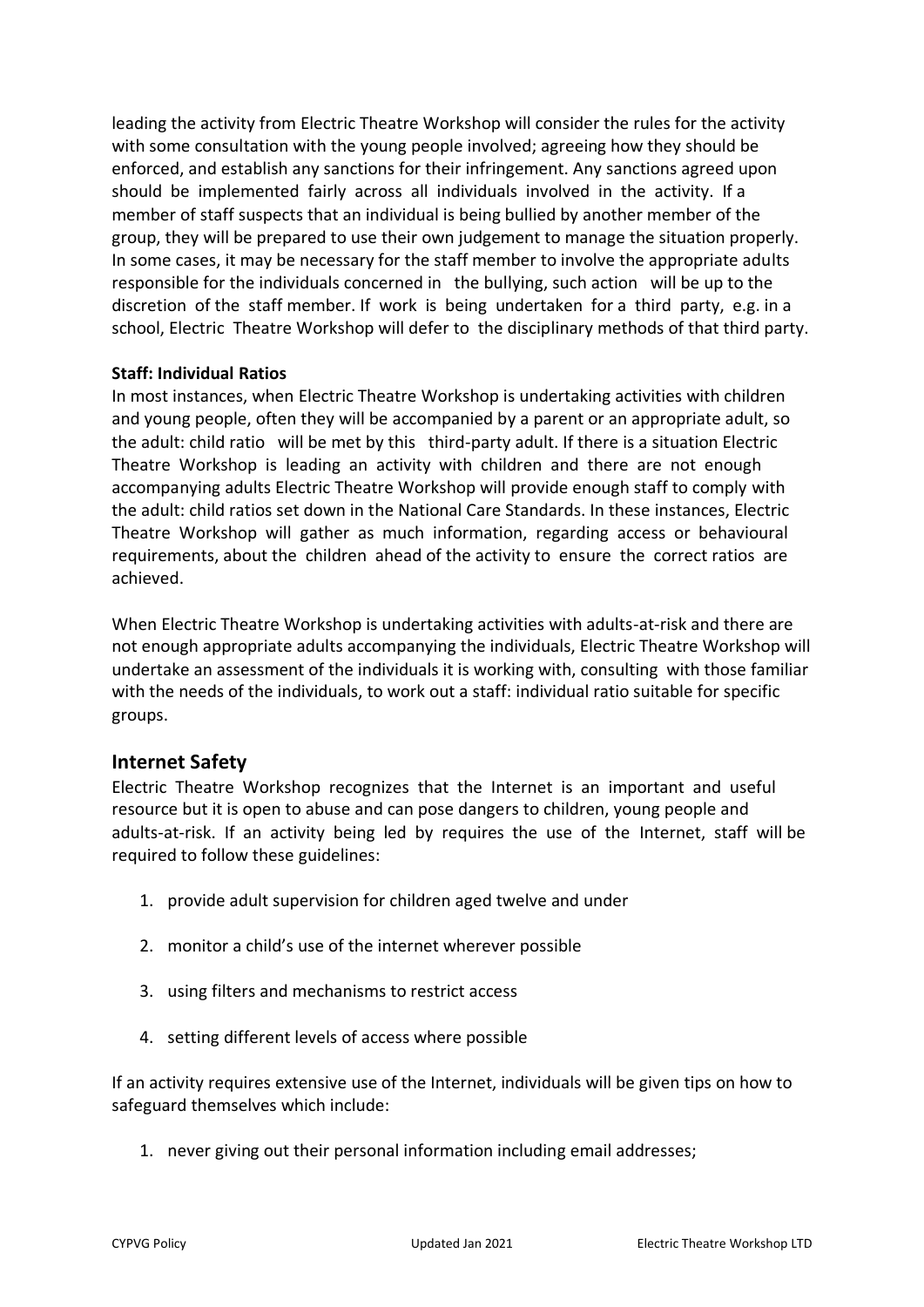leading the activity from Electric Theatre Workshop will consider the rules for the activity with some consultation with the young people involved; agreeing how they should be enforced, and establish any sanctions for their infringement. Any sanctions agreed upon should be implemented fairly across all individuals involved in the activity. If a member of staff suspects that an individual is being bullied by another member of the group, they will be prepared to use their own judgement to manage the situation properly. In some cases, it may be necessary for the staff member to involve the appropriate adults responsible for the individuals concerned in the bullying, such action will be up to the discretion of the staff member. If work is being undertaken for a third party, e.g. in a school, Electric Theatre Workshop will defer to the disciplinary methods of that third party.

**Staff: Individual Ratios**

In most instances, when Electric Theatre Workshop is undertaking activities with children and young people, often they will be accompanied by a parent or an appropriate adult, so the adult: child ratio will be met by this third-party adult. If there is a situation Electric Theatre Workshop is leading an activity with children and there are not enough accompanying adults Electric Theatre Workshop will provide enough staff to comply with the adult: child ratios set down in the National Care Standards. In these instances, Electric Theatre Workshop will gather as much information, regarding access or behavioural requirements, about the children ahead of the activity to ensure the correct ratios are achieved.

When Electric Theatre Workshop is undertaking activities with adults-at-risk and there are not enough appropriate adults accompanying the individuals, Electric Theatre Workshop will undertake an assessment of the individuals it is working with, consulting with those familiar with the needs of the individuals, to work out a staff: individual ratio suitable for specific groups.

## Internet Safety

Electric Theatre Workshop recognizes that the Internet is an important and useful resource but it is open to abuse and can pose dangers to children, young people and adults-at-risk. If an activity being led by requires the use of the Internet, staff will be required to follow these guidelines:

1. provide adult supervision for children aged twelve and under
2. monitor a child's use of the internet wherever possible
3. using filters and mechanisms to restrict access
4. setting different levels of access where possible

If an activity requires extensive use of the Internet, individuals will be given tips on how to safeguard themselves which include:

1. never giving out their personal information including email addresses;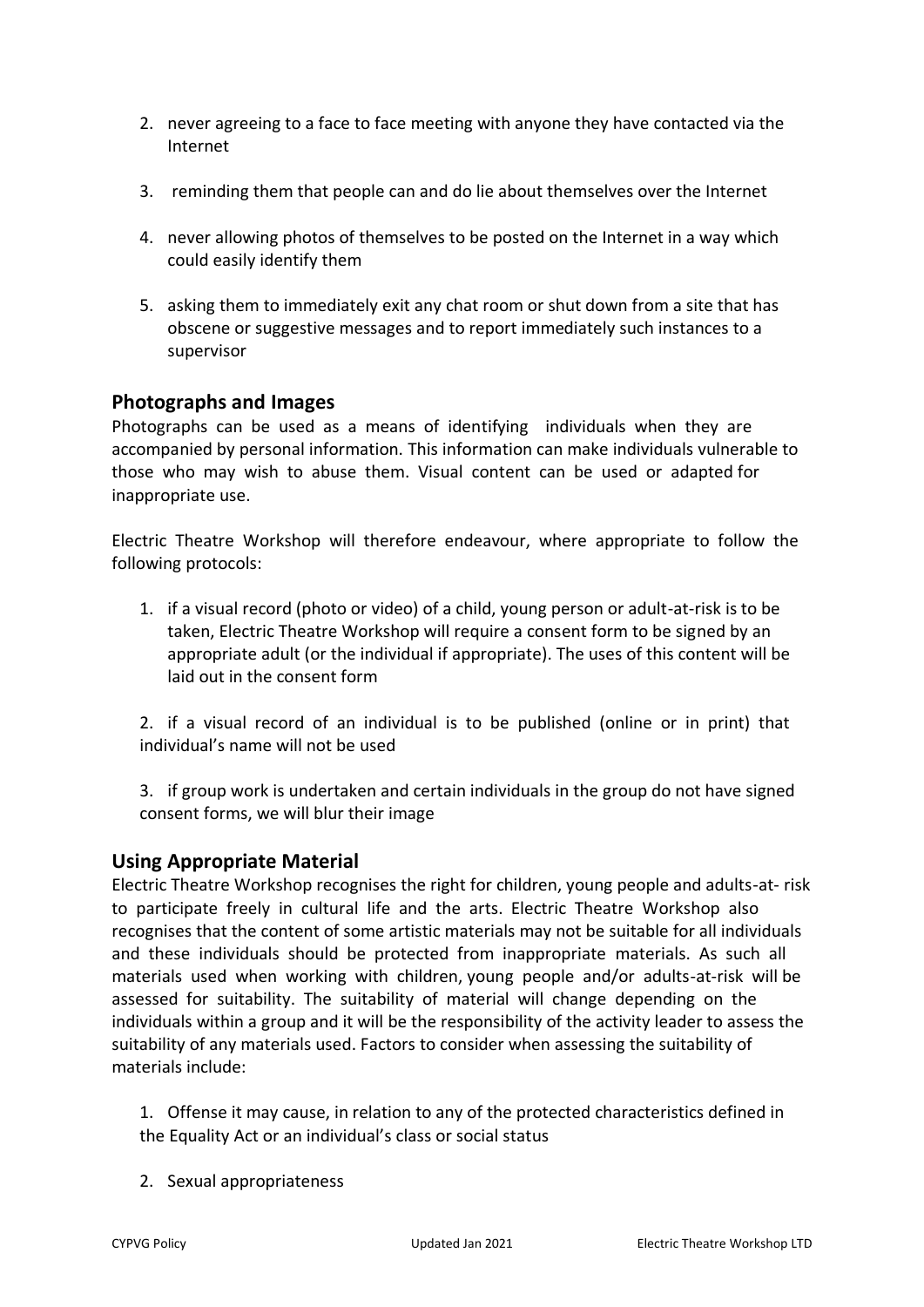2. never agreeing to a face to face meeting with anyone they have contacted via the Internet

3. reminding them that people can and do lie about themselves over the Internet

4. never allowing photos of themselves to be posted on the Internet in a way which could easily identify them

5. asking them to immediately exit any chat room or shut down from a site that has obscene or suggestive messages and to report immediately such instances to a supervisor

## Photographs and Images

Photographs can be used as a means of identifying individuals when they are accompanied by personal information. This information can make individuals vulnerable to those who may wish to abuse them. Visual content can be used or adapted for inappropriate use.

Electric Theatre Workshop will therefore endeavour, where appropriate to follow the following protocols:

1. if a visual record (photo or video) of a child, young person or adult-at-risk is to be taken, Electric Theatre Workshop will require a consent form to be signed by an appropriate adult (or the individual if appropriate). The uses of this content will be laid out in the consent form

2. if a visual record of an individual is to be published (online or in print) that individual's name will not be used

3. if group work is undertaken and certain individuals in the group do not have signed consent forms, we will blur their image

## Using Appropriate Material

Electric Theatre Workshop recognises the right for children, young people and adults-at- risk to participate freely in cultural life and the arts. Electric Theatre Workshop also recognises that the content of some artistic materials may not be suitable for all individuals and these individuals should be protected from inappropriate materials. As such all materials used when working with children, young people and/or adults-at-risk will be assessed for suitability. The suitability of material will change depending on the individuals within a group and it will be the responsibility of the activity leader to assess the suitability of any materials used. Factors to consider when assessing the suitability of materials include:

1. Offense it may cause, in relation to any of the protected characteristics defined in the Equality Act or an individual's class or social status

2. Sexual appropriateness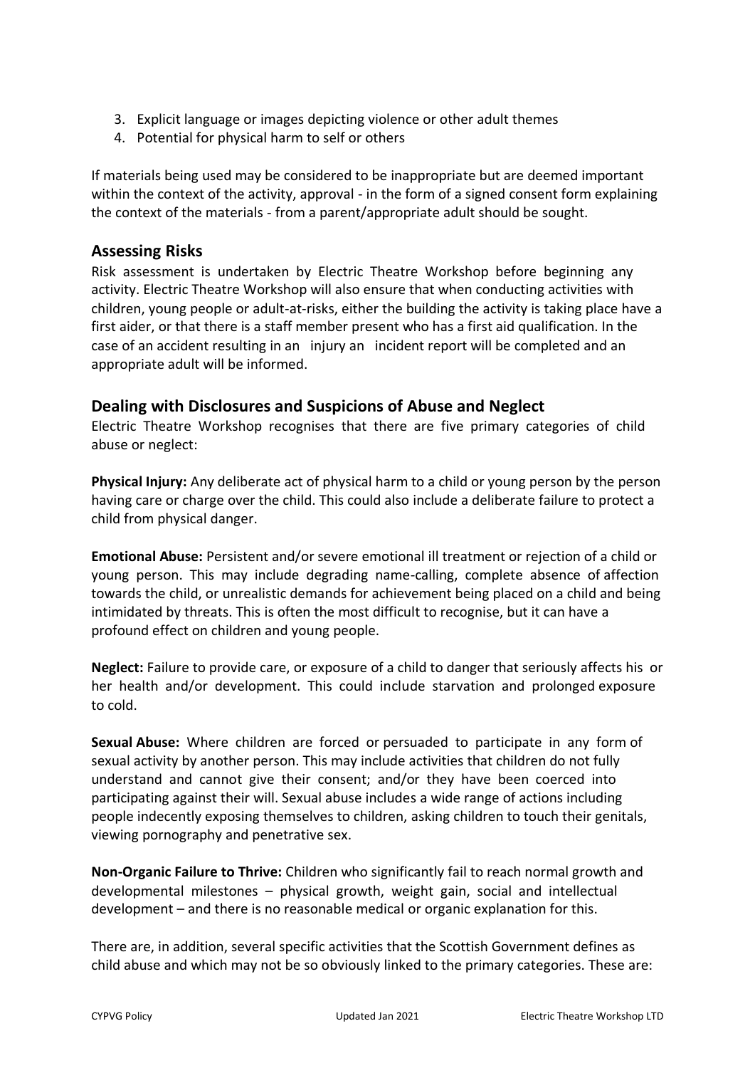3. Explicit language or images depicting violence or other adult themes
4. Potential for physical harm to self or others

If materials being used may be considered to be inappropriate but are deemed important within the context of the activity, approval - in the form of a signed consent form explaining the context of the materials - from a parent/appropriate adult should be sought.

## Assessing Risks

Risk assessment is undertaken by Electric Theatre Workshop before beginning any activity. Electric Theatre Workshop will also ensure that when conducting activities with children, young people or adult-at-risks, either the building the activity is taking place have a first aider, or that there is a staff member present who has a first aid qualification. In the case of an accident resulting in an injury an incident report will be completed and an appropriate adult will be informed.

## Dealing with Disclosures and Suspicions of Abuse and Neglect

Electric Theatre Workshop recognises that there are five primary categories of child abuse or neglect:

**Physical Injury:** Any deliberate act of physical harm to a child or young person by the person having care or charge over the child. This could also include a deliberate failure to protect a child from physical danger.

**Emotional Abuse:** Persistent and/or severe emotional ill treatment or rejection of a child or young person. This may include degrading name-calling, complete absence of affection towards the child, or unrealistic demands for achievement being placed on a child and being intimidated by threats. This is often the most difficult to recognise, but it can have a profound effect on children and young people.

**Neglect:** Failure to provide care, or exposure of a child to danger that seriously affects his or her health and/or development. This could include starvation and prolonged exposure to cold.

**Sexual Abuse:** Where children are forced or persuaded to participate in any form of sexual activity by another person. This may include activities that children do not fully understand and cannot give their consent; and/or they have been coerced into participating against their will. Sexual abuse includes a wide range of actions including people indecently exposing themselves to children, asking children to touch their genitals, viewing pornography and penetrative sex.

**Non-Organic Failure to Thrive:** Children who significantly fail to reach normal growth and developmental milestones – physical growth, weight gain, social and intellectual development – and there is no reasonable medical or organic explanation for this.

There are, in addition, several specific activities that the Scottish Government defines as child abuse and which may not be so obviously linked to the primary categories. These are: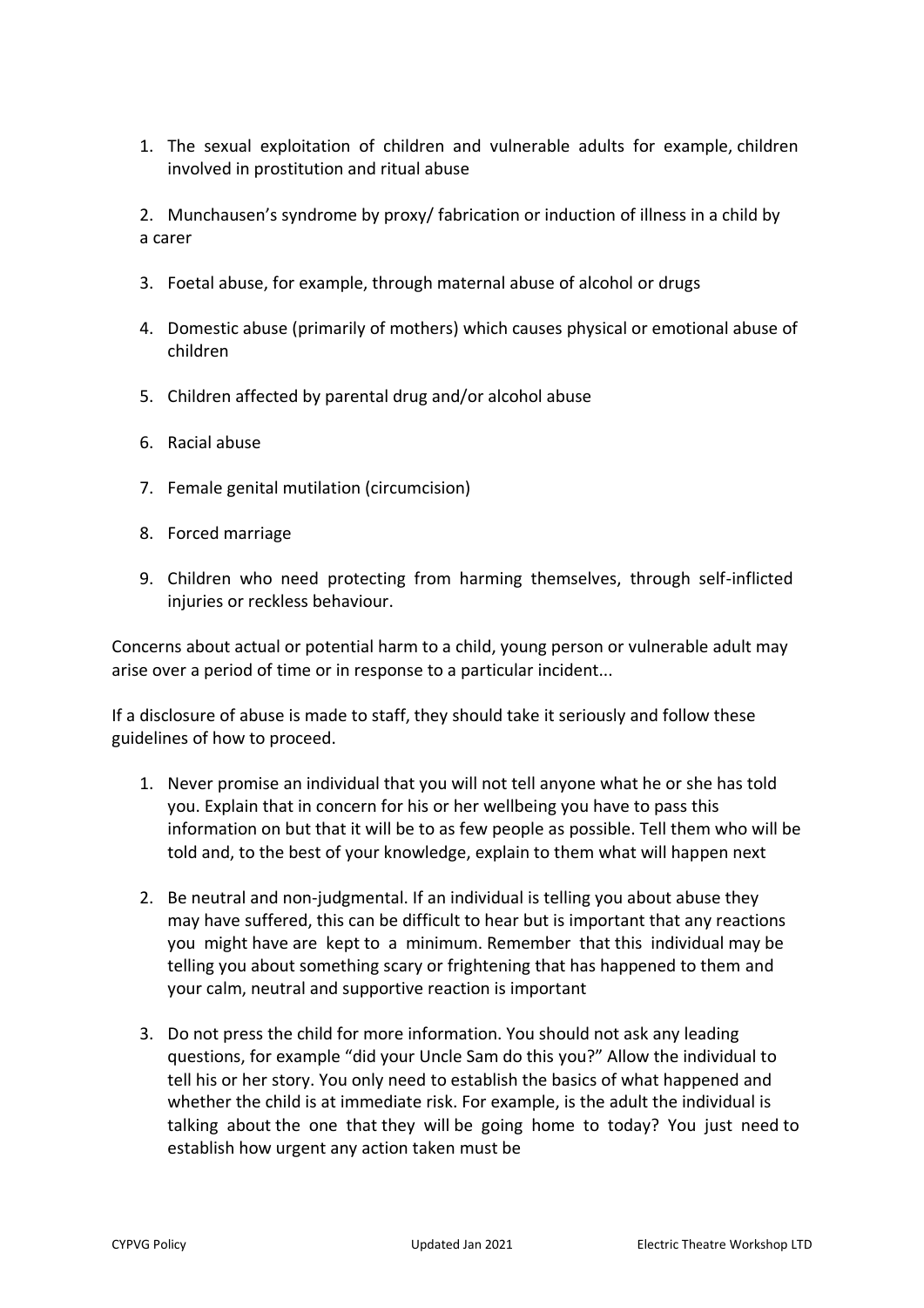1. The sexual exploitation of children and vulnerable adults for example, children involved in prostitution and ritual abuse

2. Munchausen's syndrome by proxy/ fabrication or induction of illness in a child by a carer

3. Foetal abuse, for example, through maternal abuse of alcohol or drugs

4. Domestic abuse (primarily of mothers) which causes physical or emotional abuse of children

5. Children affected by parental drug and/or alcohol abuse

6. Racial abuse

7. Female genital mutilation (circumcision)

8. Forced marriage

9. Children who need protecting from harming themselves, through self-inflicted injuries or reckless behaviour.

Concerns about actual or potential harm to a child, young person or vulnerable adult may arise over a period of time or in response to a particular incident...

If a disclosure of abuse is made to staff, they should take it seriously and follow these guidelines of how to proceed.

1. Never promise an individual that you will not tell anyone what he or she has told you. Explain that in concern for his or her wellbeing you have to pass this information on but that it will be to as few people as possible. Tell them who will be told and, to the best of your knowledge, explain to them what will happen next

2. Be neutral and non-judgmental. If an individual is telling you about abuse they may have suffered, this can be difficult to hear but is important that any reactions you might have are kept to a minimum. Remember that this individual may be telling you about something scary or frightening that has happened to them and your calm, neutral and supportive reaction is important

3. Do not press the child for more information. You should not ask any leading questions, for example "did your Uncle Sam do this you?" Allow the individual to tell his or her story. You only need to establish the basics of what happened and whether the child is at immediate risk. For example, is the adult the individual is talking about the one that they will be going home to today? You just need to establish how urgent any action taken must be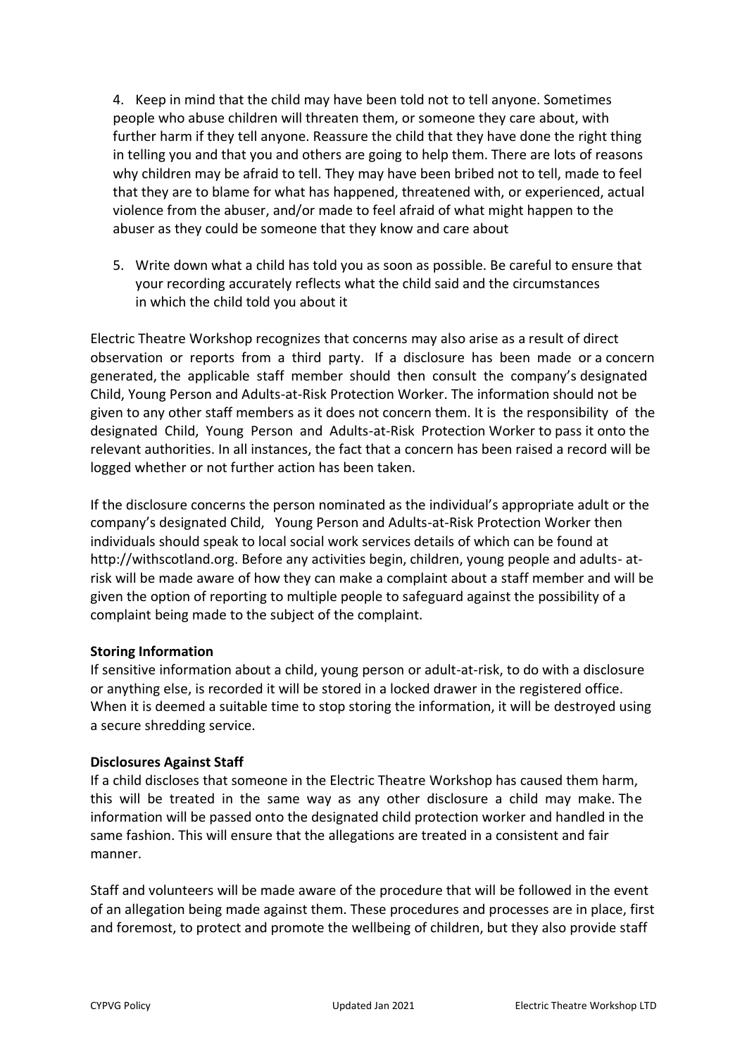4. Keep in mind that the child may have been told not to tell anyone. Sometimes people who abuse children will threaten them, or someone they care about, with further harm if they tell anyone. Reassure the child that they have done the right thing in telling you and that you and others are going to help them. There are lots of reasons why children may be afraid to tell. They may have been bribed not to tell, made to feel that they are to blame for what has happened, threatened with, or experienced, actual violence from the abuser, and/or made to feel afraid of what might happen to the abuser as they could be someone that they know and care about

5. Write down what a child has told you as soon as possible. Be careful to ensure that your recording accurately reflects what the child said and the circumstances in which the child told you about it

Electric Theatre Workshop recognizes that concerns may also arise as a result of direct observation or reports from a third party. If a disclosure has been made or a concern generated, the applicable staff member should then consult the company's designated Child, Young Person and Adults-at-Risk Protection Worker. The information should not be given to any other staff members as it does not concern them. It is the responsibility of the designated Child, Young Person and Adults-at-Risk Protection Worker to pass it onto the relevant authorities. In all instances, the fact that a concern has been raised a record will be logged whether or not further action has been taken.

If the disclosure concerns the person nominated as the individual's appropriate adult or the company's designated Child, Young Person and Adults-at-Risk Protection Worker then individuals should speak to local social work services details of which can be found at http://withscotland.org. Before any activities begin, children, young people and adults- at-risk will be made aware of how they can make a complaint about a staff member and will be given the option of reporting to multiple people to safeguard against the possibility of a complaint being made to the subject of the complaint.

**Storing Information**

If sensitive information about a child, young person or adult-at-risk, to do with a disclosure or anything else, is recorded it will be stored in a locked drawer in the registered office. When it is deemed a suitable time to stop storing the information, it will be destroyed using a secure shredding service.

**Disclosures Against Staff**

If a child discloses that someone in the Electric Theatre Workshop has caused them harm, this will be treated in the same way as any other disclosure a child may make. The information will be passed onto the designated child protection worker and handled in the same fashion. This will ensure that the allegations are treated in a consistent and fair manner.

Staff and volunteers will be made aware of the procedure that will be followed in the event of an allegation being made against them. These procedures and processes are in place, first and foremost, to protect and promote the wellbeing of children, but they also provide staff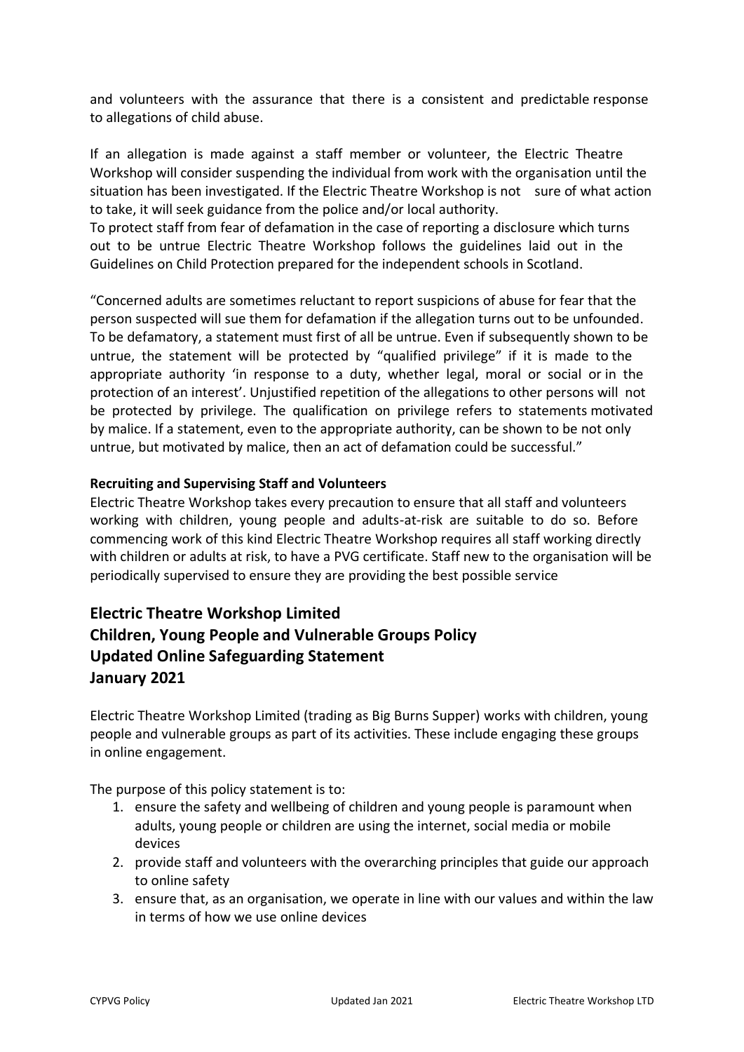and volunteers with the assurance that there is a consistent and predictable response to allegations of child abuse.

If an allegation is made against a staff member or volunteer, the Electric Theatre Workshop will consider suspending the individual from work with the organisation until the situation has been investigated. If the Electric Theatre Workshop is not sure of what action to take, it will seek guidance from the police and/or local authority.
To protect staff from fear of defamation in the case of reporting a disclosure which turns out to be untrue Electric Theatre Workshop follows the guidelines laid out in the Guidelines on Child Protection prepared for the independent schools in Scotland.

"Concerned adults are sometimes reluctant to report suspicions of abuse for fear that the person suspected will sue them for defamation if the allegation turns out to be unfounded. To be defamatory, a statement must first of all be untrue. Even if subsequently shown to be untrue, the statement will be protected by "qualified privilege" if it is made to the appropriate authority 'in response to a duty, whether legal, moral or social or in the protection of an interest'. Unjustified repetition of the allegations to other persons will not be protected by privilege. The qualification on privilege refers to statements motivated by malice. If a statement, even to the appropriate authority, can be shown to be not only untrue, but motivated by malice, then an act of defamation could be successful."

**Recruiting and Supervising Staff and Volunteers**

Electric Theatre Workshop takes every precaution to ensure that all staff and volunteers working with children, young people and adults-at-risk are suitable to do so. Before commencing work of this kind Electric Theatre Workshop requires all staff working directly with children or adults at risk, to have a PVG certificate. Staff new to the organisation will be periodically supervised to ensure they are providing the best possible service

## Electric Theatre Workshop Limited
## Children, Young People and Vulnerable Groups Policy
## Updated Online Safeguarding Statement
## January 2021

Electric Theatre Workshop Limited (trading as Big Burns Supper) works with children, young people and vulnerable groups as part of its activities. These include engaging these groups in online engagement.

The purpose of this policy statement is to:

1. ensure the safety and wellbeing of children and young people is paramount when adults, young people or children are using the internet, social media or mobile devices
2. provide staff and volunteers with the overarching principles that guide our approach to online safety
3. ensure that, as an organisation, we operate in line with our values and within the law in terms of how we use online devices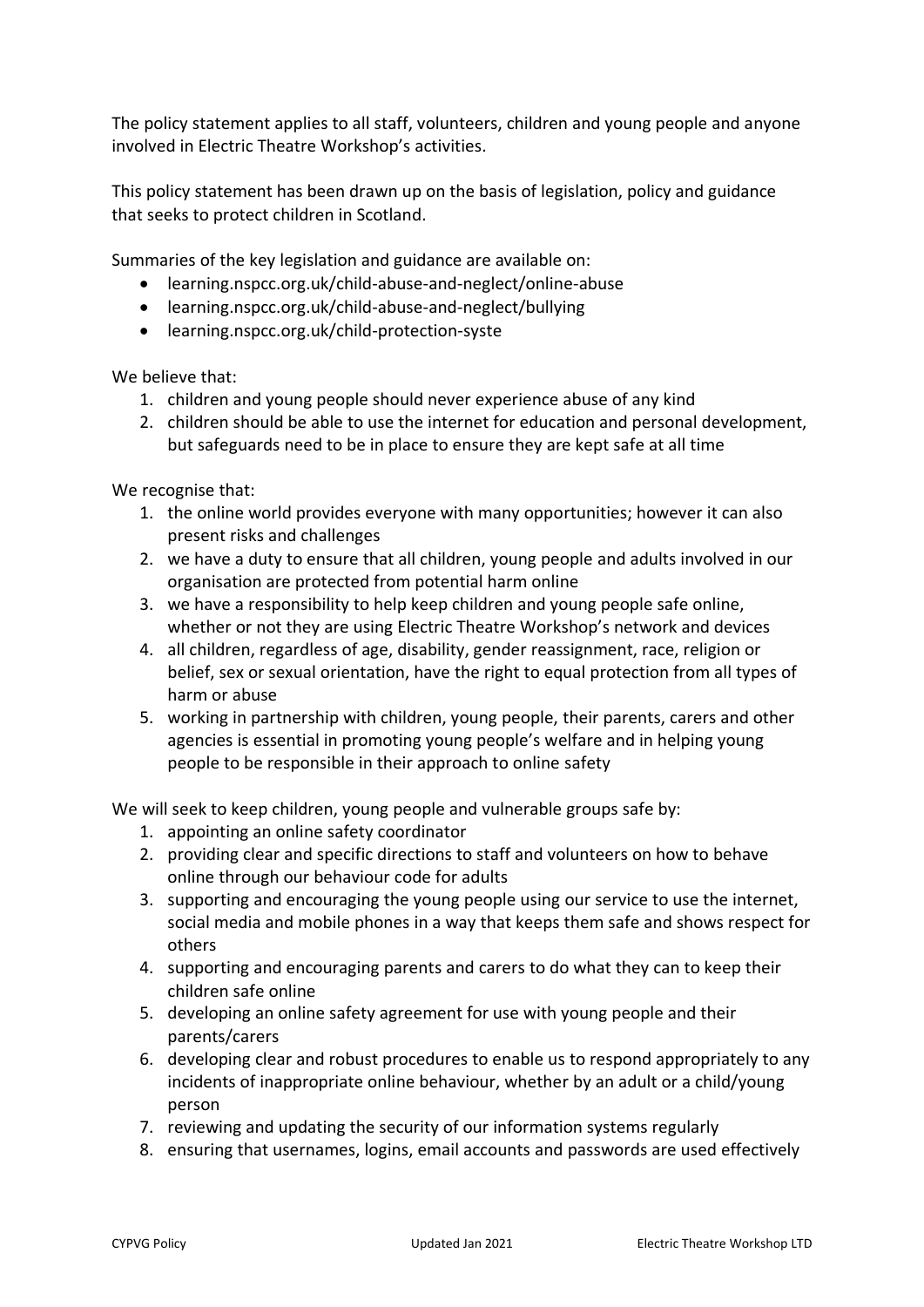The policy statement applies to all staff, volunteers, children and young people and anyone involved in Electric Theatre Workshop's activities.

This policy statement has been drawn up on the basis of legislation, policy and guidance that seeks to protect children in Scotland.

Summaries of the key legislation and guidance are available on:

- learning.nspcc.org.uk/child-abuse-and-neglect/online-abuse
- learning.nspcc.org.uk/child-abuse-and-neglect/bullying
- learning.nspcc.org.uk/child-protection-syste

We believe that:

1. children and young people should never experience abuse of any kind
2. children should be able to use the internet for education and personal development, but safeguards need to be in place to ensure they are kept safe at all time

We recognise that:

1. the online world provides everyone with many opportunities; however it can also present risks and challenges
2. we have a duty to ensure that all children, young people and adults involved in our organisation are protected from potential harm online
3. we have a responsibility to help keep children and young people safe online, whether or not they are using Electric Theatre Workshop's network and devices
4. all children, regardless of age, disability, gender reassignment, race, religion or belief, sex or sexual orientation, have the right to equal protection from all types of harm or abuse
5. working in partnership with children, young people, their parents, carers and other agencies is essential in promoting young people's welfare and in helping young people to be responsible in their approach to online safety

We will seek to keep children, young people and vulnerable groups safe by:

1. appointing an online safety coordinator
2. providing clear and specific directions to staff and volunteers on how to behave online through our behaviour code for adults
3. supporting and encouraging the young people using our service to use the internet, social media and mobile phones in a way that keeps them safe and shows respect for others
4. supporting and encouraging parents and carers to do what they can to keep their children safe online
5. developing an online safety agreement for use with young people and their parents/carers
6. developing clear and robust procedures to enable us to respond appropriately to any incidents of inappropriate online behaviour, whether by an adult or a child/young person
7. reviewing and updating the security of our information systems regularly
8. ensuring that usernames, logins, email accounts and passwords are used effectively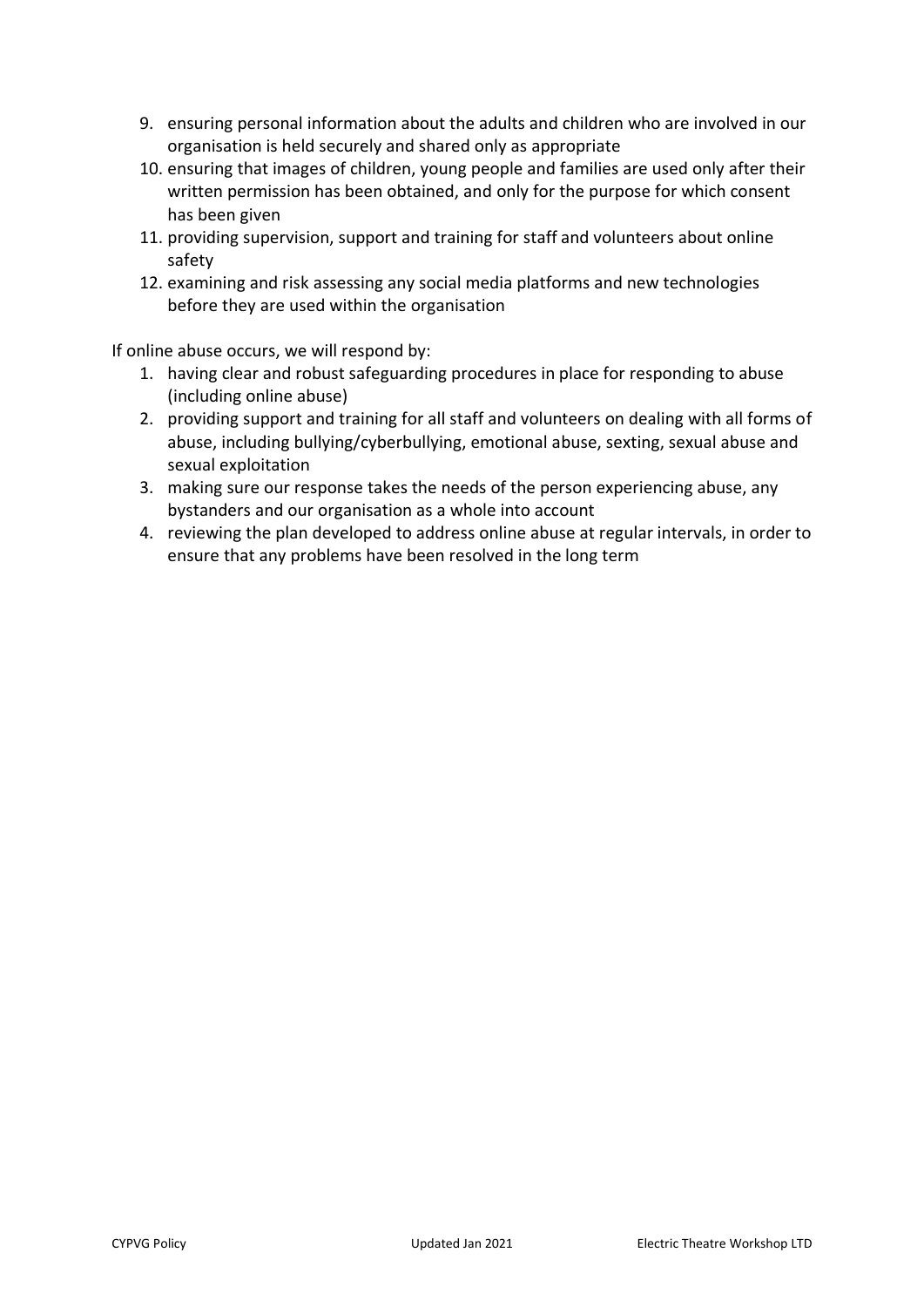9. ensuring personal information about the adults and children who are involved in our organisation is held securely and shared only as appropriate
10. ensuring that images of children, young people and families are used only after their written permission has been obtained, and only for the purpose for which consent has been given
11. providing supervision, support and training for staff and volunteers about online safety
12. examining and risk assessing any social media platforms and new technologies before they are used within the organisation

If online abuse occurs, we will respond by:

1. having clear and robust safeguarding procedures in place for responding to abuse (including online abuse)
2. providing support and training for all staff and volunteers on dealing with all forms of abuse, including bullying/cyberbullying, emotional abuse, sexting, sexual abuse and sexual exploitation
3. making sure our response takes the needs of the person experiencing abuse, any bystanders and our organisation as a whole into account
4. reviewing the plan developed to address online abuse at regular intervals, in order to ensure that any problems have been resolved in the long term